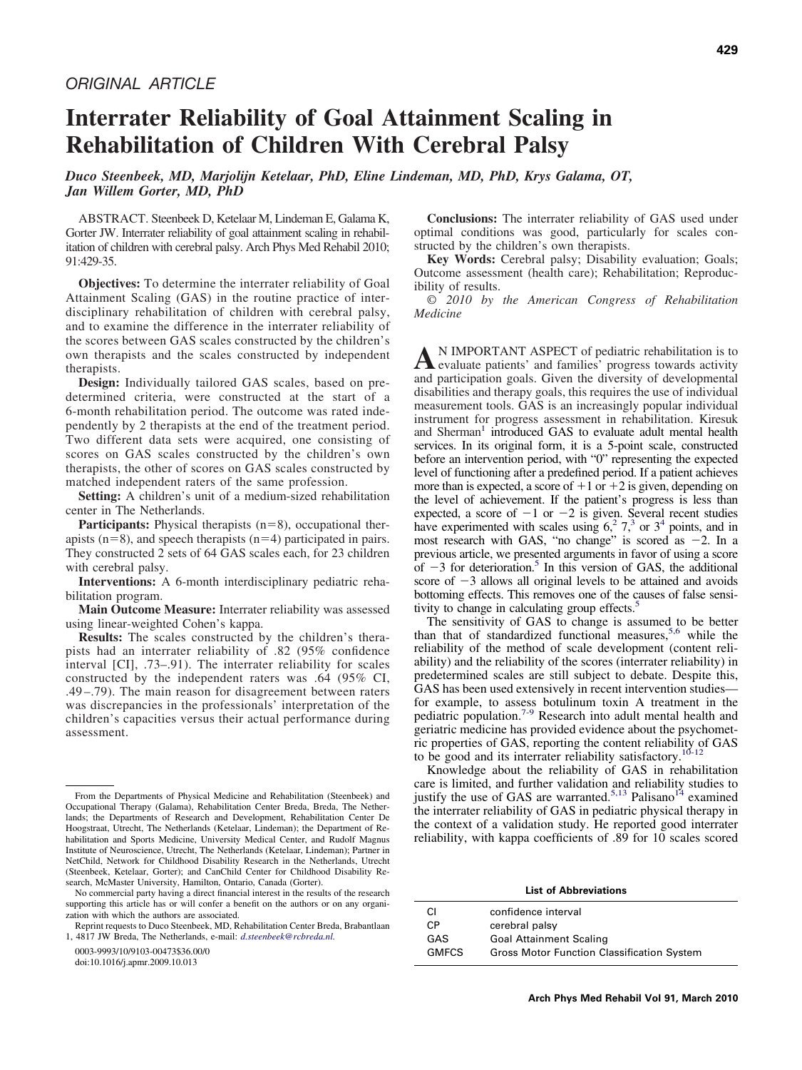ORIGINAL ARTICLE

# Interrater Reliability of Goal Attainment Scaling in Rehabilitation of Children With Cerebral Palsy

*Duco Steenbeek, MD, Marjolijn Ketelaar, PhD, Eline Lindeman, MD, PhD, Krys Galama, OT, Jan Willem Gorter, MD, PhD*

ABSTRACT. Steenbeek D, Ketelaar M, Lindeman E, Galama K, Gorter JW. Interrater reliability of goal attainment scaling in rehabilitation of children with cerebral palsy. Arch Phys Med Rehabil 2010; 91:429-35.

**Objectives:** To determine the interrater reliability of Goal Attainment Scaling (GAS) in the routine practice of interdisciplinary rehabilitation of children with cerebral palsy, and to examine the difference in the interrater reliability of the scores between GAS scales constructed by the children's own therapists and the scales constructed by independent therapists.

**Design:** Individually tailored GAS scales, based on predetermined criteria, were constructed at the start of a 6-month rehabilitation period. The outcome was rated independently by 2 therapists at the end of the treatment period. Two different data sets were acquired, one consisting of scores on GAS scales constructed by the children's own therapists, the other of scores on GAS scales constructed by matched independent raters of the same profession.

**Setting:** A children's unit of a medium-sized rehabilitation center in The Netherlands.

**Participants:** Physical therapists (n=8), occupational therapists (n=8), and speech therapists (n=4) participated in pairs. They constructed 2 sets of 64 GAS scales each, for 23 children with cerebral palsy.

**Interventions:** A 6-month interdisciplinary pediatric rehabilitation program.

**Main Outcome Measure:** Interrater reliability was assessed using linear-weighted Cohen's kappa.

**Results:** The scales constructed by the children's therapists had an interrater reliability of .82 (95% confidence interval [CI], .73–.91). The interrater reliability for scales constructed by the independent raters was .64 (95% CI, .49–.79). The main reason for disagreement between raters was discrepancies in the professionals' interpretation of the children's capacities versus their actual performance during assessment.

**Conclusions:** The interrater reliability of GAS used under optimal conditions was good, particularly for scales constructed by the children's own therapists.

**Key Words:** Cerebral palsy; Disability evaluation; Goals; Outcome assessment (health care); Rehabilitation; Reproducibility of results.

*© 2010 by the American Congress of Rehabilitation Medicine*

AN IMPORTANT ASPECT of pediatric rehabilitation is to evaluate patients' and families' progress towards activity and participation goals. Given the diversity of developmental disabilities and therapy goals, this requires the use of individual measurement tools. GAS is an increasingly popular individual instrument for progress assessment in rehabilitation. Kiresuk and Sherman[1] introduced GAS to evaluate adult mental health services. In its original form, it is a 5-point scale, constructed before an intervention period, with "0" representing the expected level of functioning after a predefined period. If a patient achieves more than is expected, a score of +1 or +2 is given, depending on the level of achievement. If the patient's progress is less than expected, a score of −1 or −2 is given. Several recent studies have experimented with scales using 6,[2] 7,[3] or 3[4] points, and in most research with GAS, "no change" is scored as −2. In a previous article, we presented arguments in favor of using a score of −3 for deterioration.[5] In this version of GAS, the additional score of −3 allows all original levels to be attained and avoids bottoming effects. This removes one of the causes of false sensitivity to change in calculating group effects.[5]

The sensitivity of GAS to change is assumed to be better than that of standardized functional measures,[5,6] while the reliability of the method of scale development (content reliability) and the reliability of the scores (interrater reliability) in predetermined scales are still subject to debate. Despite this, GAS has been used extensively in recent intervention studies—for example, to assess botulinum toxin A treatment in the pediatric population.[7-9] Research into adult mental health and geriatric medicine has provided evidence about the psychometric properties of GAS, reporting the content reliability of GAS to be good and its interrater reliability satisfactory.[10-12]

Knowledge about the reliability of GAS in rehabilitation care is limited, and further validation and reliability studies to justify the use of GAS are warranted.[5,13] Palisano[14] examined the interrater reliability of GAS in pediatric physical therapy in the context of a validation study. He reported good interrater reliability, with kappa coefficients of .89 for 10 scales scored

From the Departments of Physical Medicine and Rehabilitation (Steenbeek) and Occupational Therapy (Galama), Rehabilitation Center Breda, Breda, The Netherlands; the Departments of Research and Development, Rehabilitation Center De Hoogstraat, Utrecht, The Netherlands (Ketelaar, Lindeman); the Department of Rehabilitation and Sports Medicine, University Medical Center, and Rudolf Magnus Institute of Neuroscience, Utrecht, The Netherlands (Ketelaar, Lindeman); Partner in NetChild, Network for Childhood Disability Research in the Netherlands, Utrecht (Steenbeek, Ketelaar, Gorter); and CanChild Center for Childhood Disability Research, McMaster University, Hamilton, Ontario, Canada (Gorter).

No commercial party having a direct financial interest in the results of the research supporting this article has or will confer a benefit on the authors or on any organization with which the authors are associated.

Reprint requests to Duco Steenbeek, MD, Rehabilitation Center Breda, Brabantlaan 1, 4817 JW Breda, The Netherlands, e-mail: *d.steenbeek@rcbreda.nl.*

0003-9993/10/9103-00473$36.00/0
doi:10.1016/j.apmr.2009.10.013

**List of Abbreviations**

| | |
|---|---|
| CI | confidence interval |
| CP | cerebral palsy |
| GAS | Goal Attainment Scaling |
| GMFCS | Gross Motor Function Classification System |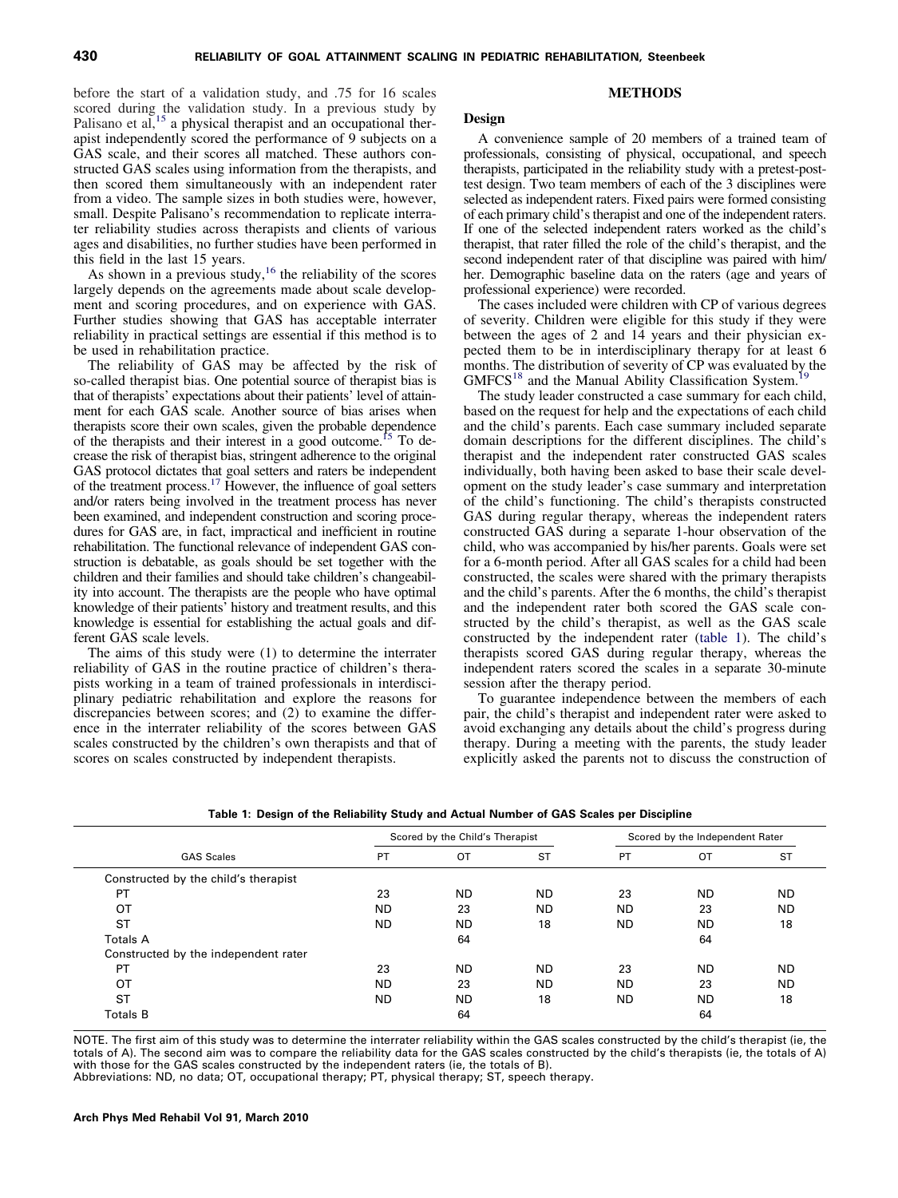before the start of a validation study, and .75 for 16 scales scored during the validation study. In a previous study by Palisano et al,[15] a physical therapist and an occupational therapist independently scored the performance of 9 subjects on a GAS scale, and their scores all matched. These authors constructed GAS scales using information from the therapists, and then scored them simultaneously with an independent rater from a video. The sample sizes in both studies were, however, small. Despite Palisano's recommendation to replicate interrater reliability studies across therapists and clients of various ages and disabilities, no further studies have been performed in this field in the last 15 years.

As shown in a previous study,[16] the reliability of the scores largely depends on the agreements made about scale development and scoring procedures, and on experience with GAS. Further studies showing that GAS has acceptable interrater reliability in practical settings are essential if this method is to be used in rehabilitation practice.

The reliability of GAS may be affected by the risk of so-called therapist bias. One potential source of therapist bias is that of therapists' expectations about their patients' level of attainment for each GAS scale. Another source of bias arises when therapists score their own scales, given the probable dependence of the therapists and their interest in a good outcome.[15] To decrease the risk of therapist bias, stringent adherence to the original GAS protocol dictates that goal setters and raters be independent of the treatment process.[17] However, the influence of goal setters and/or raters being involved in the treatment process has never been examined, and independent construction and scoring procedures for GAS are, in fact, impractical and inefficient in routine rehabilitation. The functional relevance of independent GAS construction is debatable, as goals should be set together with the children and their families and should take children's changeability into account. The therapists are the people who have optimal knowledge of their patients' history and treatment results, and this knowledge is essential for establishing the actual goals and different GAS scale levels.

The aims of this study were (1) to determine the interrater reliability of GAS in the routine practice of children's therapists working in a team of trained professionals in interdisciplinary pediatric rehabilitation and explore the reasons for discrepancies between scores; and (2) to examine the difference in the interrater reliability of the scores between GAS scales constructed by the children's own therapists and that of scores on scales constructed by independent therapists.

## METHODS

### Design

A convenience sample of 20 members of a trained team of professionals, consisting of physical, occupational, and speech therapists, participated in the reliability study with a pretest-posttest design. Two team members of each of the 3 disciplines were selected as independent raters. Fixed pairs were formed consisting of each primary child's therapist and one of the independent raters. If one of the selected independent raters worked as the child's therapist, that rater filled the role of the child's therapist, and the second independent rater of that discipline was paired with him/her. Demographic baseline data on the raters (age and years of professional experience) were recorded.

The cases included were children with CP of various degrees of severity. Children were eligible for this study if they were between the ages of 2 and 14 years and their physician expected them to be in interdisciplinary therapy for at least 6 months. The distribution of severity of CP was evaluated by the GMFCS[18] and the Manual Ability Classification System.[19]

The study leader constructed a case summary for each child, based on the request for help and the expectations of each child and the child's parents. Each case summary included separate domain descriptions for the different disciplines. The child's therapist and the independent rater constructed GAS scales individually, both having been asked to base their scale development on the study leader's case summary and interpretation of the child's functioning. The child's therapists constructed GAS during regular therapy, whereas the independent raters constructed GAS during a separate 1-hour observation of the child, who was accompanied by his/her parents. Goals were set for a 6-month period. After all GAS scales for a child had been constructed, the scales were shared with the primary therapists and the child's parents. After the 6 months, the child's therapist and the independent rater both scored the GAS scale constructed by the child's therapist, as well as the GAS scale constructed by the independent rater (table 1). The child's therapists scored GAS during regular therapy, whereas the independent raters scored the scales in a separate 30-minute session after the therapy period.

To guarantee independence between the members of each pair, the child's therapist and independent rater were asked to avoid exchanging any details about the child's progress during therapy. During a meeting with the parents, the study leader explicitly asked the parents not to discuss the construction of

**Table 1: Design of the Reliability Study and Actual Number of GAS Scales per Discipline**

| | Scored by the Child's Therapist | | | Scored by the Independent Rater | | |
|---|---|---|---|---|---|---|
| GAS Scales | PT | OT | ST | PT | OT | ST |
| Constructed by the child's therapist | | | | | | |
| PT | 23 | ND | ND | 23 | ND | ND |
| OT | ND | 23 | ND | ND | 23 | ND |
| ST | ND | ND | 18 | ND | ND | 18 |
| Totals A | | 64 | | | 64 | |
| Constructed by the independent rater | | | | | | |
| PT | 23 | ND | ND | 23 | ND | ND |
| OT | ND | 23 | ND | ND | 23 | ND |
| ST | ND | ND | 18 | ND | ND | 18 |
| Totals B | | 64 | | | 64 | |

NOTE. The first aim of this study was to determine the interrater reliability within the GAS scales constructed by the child's therapist (ie, the totals of A). The second aim was to compare the reliability data for the GAS scales constructed by the child's therapists (ie, the totals of A) with those for the GAS scales constructed by the independent raters (ie, the totals of B).
Abbreviations: ND, no data; OT, occupational therapy; PT, physical therapy; ST, speech therapy.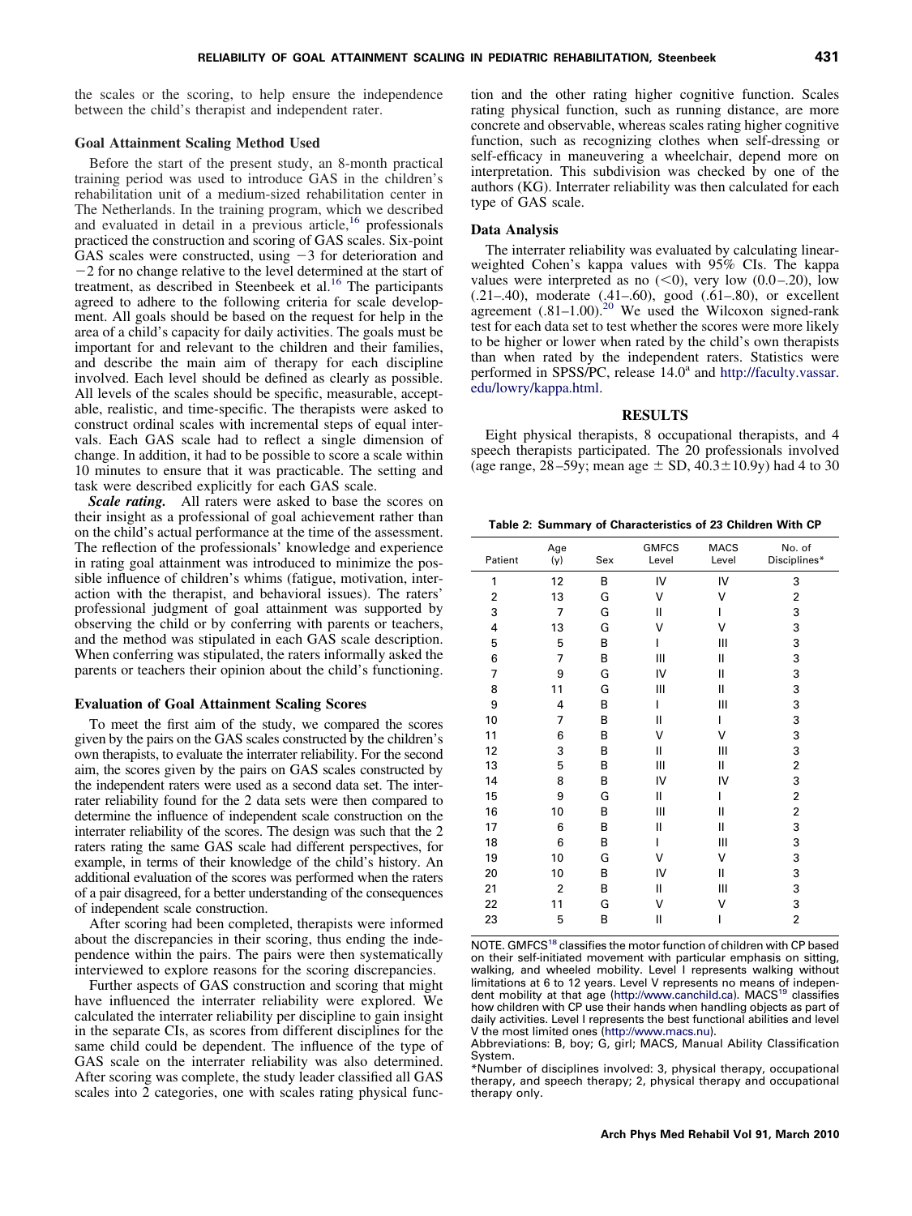the scales or the scoring, to help ensure the independence between the child's therapist and independent rater.

### Goal Attainment Scaling Method Used

Before the start of the present study, an 8-month practical training period was used to introduce GAS in the children's rehabilitation unit of a medium-sized rehabilitation center in The Netherlands. In the training program, which we described and evaluated in detail in a previous article,[16] professionals practiced the construction and scoring of GAS scales. Six-point GAS scales were constructed, using −3 for deterioration and −2 for no change relative to the level determined at the start of treatment, as described in Steenbeek et al.[16] The participants agreed to adhere to the following criteria for scale development. All goals should be based on the request for help in the area of a child's capacity for daily activities. The goals must be important for and relevant to the children and their families, and describe the main aim of therapy for each discipline involved. Each level should be defined as clearly as possible. All levels of the scales should be specific, measurable, acceptable, realistic, and time-specific. The therapists were asked to construct ordinal scales with incremental steps of equal intervals. Each GAS scale had to reflect a single dimension of change. In addition, it had to be possible to score a scale within 10 minutes to ensure that it was practicable. The setting and task were described explicitly for each GAS scale.

***Scale rating.*** All raters were asked to base the scores on their insight as a professional of goal achievement rather than on the child's actual performance at the time of the assessment. The reflection of the professionals' knowledge and experience in rating goal attainment was introduced to minimize the possible influence of children's whims (fatigue, motivation, interaction with the therapist, and behavioral issues). The raters' professional judgment of goal attainment was supported by observing the child or by conferring with parents or teachers, and the method was stipulated in each GAS scale description. When conferring was stipulated, the raters informally asked the parents or teachers their opinion about the child's functioning.

### Evaluation of Goal Attainment Scaling Scores

To meet the first aim of the study, we compared the scores given by the pairs on the GAS scales constructed by the children's own therapists, to evaluate the interrater reliability. For the second aim, the scores given by the pairs on GAS scales constructed by the independent raters were used as a second data set. The interrater reliability found for the 2 data sets were then compared to determine the influence of independent scale construction on the interrater reliability of the scores. The design was such that the 2 raters rating the same GAS scale had different perspectives, for example, in terms of their knowledge of the child's history. An additional evaluation of the scores was performed when the raters of a pair disagreed, for a better understanding of the consequences of independent scale construction.

After scoring had been completed, therapists were informed about the discrepancies in their scoring, thus ending the independence within the pairs. The pairs were then systematically interviewed to explore reasons for the scoring discrepancies.

Further aspects of GAS construction and scoring that might have influenced the interrater reliability were explored. We calculated the interrater reliability per discipline to gain insight in the separate CIs, as scores from different disciplines for the same child could be dependent. The influence of the type of GAS scale on the interrater reliability was also determined. After scoring was complete, the study leader classified all GAS scales into 2 categories, one with scales rating physical function and the other rating higher cognitive function. Scales rating physical function, such as running distance, are more concrete and observable, whereas scales rating higher cognitive function, such as recognizing clothes when self-dressing or self-efficacy in maneuvering a wheelchair, depend more on interpretation. This subdivision was checked by one of the authors (KG). Interrater reliability was then calculated for each type of GAS scale.

### Data Analysis

The interrater reliability was evaluated by calculating linear-weighted Cohen's kappa values with 95% CIs. The kappa values were interpreted as no (<0), very low (0.0–.20), low (.21–.40), moderate (.41–.60), good (.61–.80), or excellent agreement (.81–1.00).[20] We used the Wilcoxon signed-rank test for each data set to test whether the scores were more likely to be higher or lower when rated by the child's own therapists than when rated by the independent raters. Statistics were performed in SPSS/PC, release 14.0[a] and http://faculty.vassar.edu/lowry/kappa.html.

## RESULTS

Eight physical therapists, 8 occupational therapists, and 4 speech therapists participated. The 20 professionals involved (age range, 28–59y; mean age ± SD, 40.3±10.9y) had 4 to 30

**Table 2: Summary of Characteristics of 23 Children With CP**

| Patient | Age (y) | Sex | GMFCS Level | MACS Level | No. of Disciplines* |
|---|---|---|---|---|---|
| 1 | 12 | B | IV | IV | 3 |
| 2 | 13 | G | V | V | 2 |
| 3 | 7 | G | II | I | 3 |
| 4 | 13 | G | V | V | 3 |
| 5 | 5 | B | I | III | 3 |
| 6 | 7 | B | III | II | 3 |
| 7 | 9 | G | IV | II | 3 |
| 8 | 11 | G | III | II | 3 |
| 9 | 4 | B | I | III | 3 |
| 10 | 7 | B | II | I | 3 |
| 11 | 6 | B | V | V | 3 |
| 12 | 3 | B | II | III | 3 |
| 13 | 5 | B | III | II | 2 |
| 14 | 8 | B | IV | IV | 3 |
| 15 | 9 | G | II | I | 2 |
| 16 | 10 | B | III | II | 2 |
| 17 | 6 | B | II | II | 3 |
| 18 | 6 | B | I | III | 3 |
| 19 | 10 | G | V | V | 3 |
| 20 | 10 | B | IV | II | 3 |
| 21 | 2 | B | II | III | 3 |
| 22 | 11 | G | V | V | 3 |
| 23 | 5 | B | II | I | 2 |

NOTE. GMFCS[18] classifies the motor function of children with CP based on their self-initiated movement with particular emphasis on sitting, walking, and wheeled mobility. Level I represents walking without limitations at 6 to 12 years. Level V represents no means of independent mobility at that age (http://www.canchild.ca). MACS[19] classifies how children with CP use their hands when handling objects as part of daily activities. Level I represents the best functional abilities and level V the most limited ones (http://www.macs.nu).

Abbreviations: B, boy; G, girl; MACS, Manual Ability Classification System.

*Number of disciplines involved: 3, physical therapy, occupational therapy, and speech therapy; 2, physical therapy and occupational therapy only.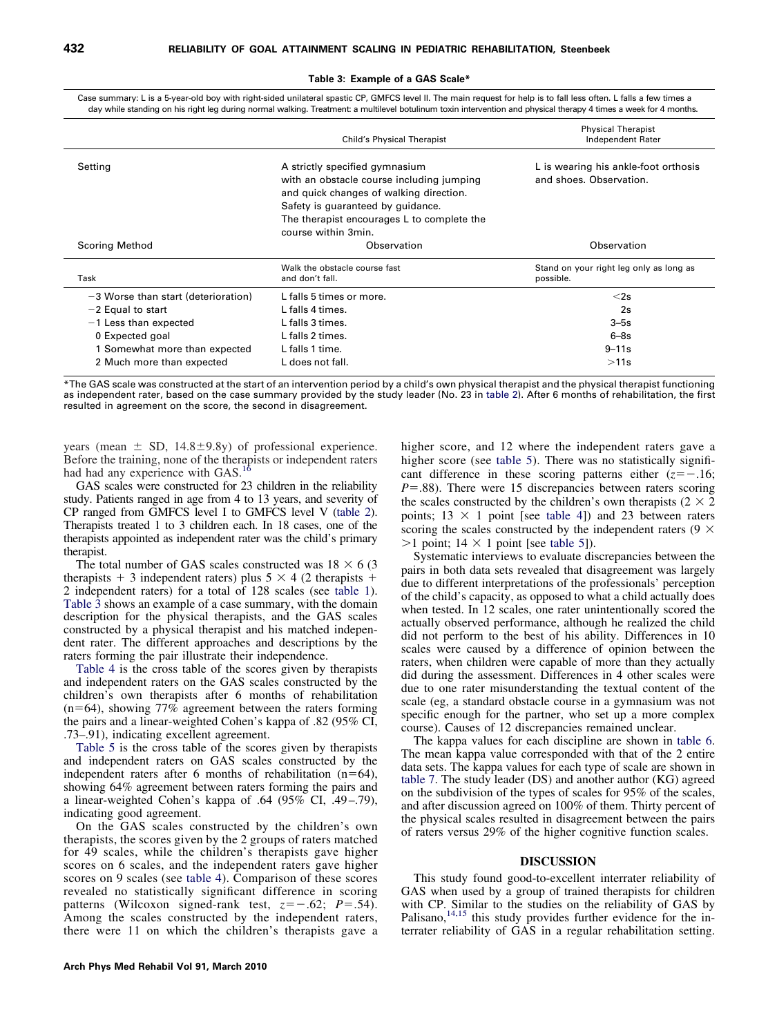**Table 3: Example of a GAS Scale***

Case summary: L is a 5-year-old boy with right-sided unilateral spastic CP, GMFCS level II. The main request for help is to fall less often. L falls a few times a day while standing on his right leg during normal walking. Treatment: a multilevel botulinum toxin intervention and physical therapy 4 times a week for 4 months.

| | Child's Physical Therapist | Physical Therapist Independent Rater |
|---|---|---|
| Setting | A strictly specified gymnasium with an obstacle course including jumping and quick changes of walking direction. Safety is guaranteed by guidance. The therapist encourages L to complete the course within 3min. | L is wearing his ankle-foot orthosis and shoes. Observation. |
| Scoring Method | Observation | Observation |
| Task | Walk the obstacle course fast and don't fall. | Stand on your right leg only as long as possible. |
| −3 Worse than start (deterioration) | L falls 5 times or more. | <2s |
| −2 Equal to start | L falls 4 times. | 2s |
| −1 Less than expected | L falls 3 times. | 3–5s |
| 0 Expected goal | L falls 2 times. | 6–8s |
| 1 Somewhat more than expected | L falls 1 time. | 9–11s |
| 2 Much more than expected | L does not fall. | >11s |

*The GAS scale was constructed at the start of an intervention period by a child's own physical therapist and the physical therapist functioning as independent rater, based on the case summary provided by the study leader (No. 23 in table 2). After 6 months of rehabilitation, the first resulted in agreement on the score, the second in disagreement.

years (mean ± SD, 14.8±9.8y) of professional experience. Before the training, none of the therapists or independent raters had had any experience with GAS.[16]

GAS scales were constructed for 23 children in the reliability study. Patients ranged in age from 4 to 13 years, and severity of CP ranged from GMFCS level I to GMFCS level V (table 2). Therapists treated 1 to 3 children each. In 18 cases, one of the therapists appointed as independent rater was the child's primary therapist.

The total number of GAS scales constructed was 18 × 6 (3 therapists + 3 independent raters) plus 5 × 4 (2 therapists + 2 independent raters) for a total of 128 scales (see table 1). Table 3 shows an example of a case summary, with the domain description for the physical therapists, and the GAS scales constructed by a physical therapist and his matched independent rater. The different approaches and descriptions by the raters forming the pair illustrate their independence.

Table 4 is the cross table of the scores given by therapists and independent raters on the GAS scales constructed by the children's own therapists after 6 months of rehabilitation (n=64), showing 77% agreement between the raters forming the pairs and a linear-weighted Cohen's kappa of .82 (95% CI, .73–.91), indicating excellent agreement.

Table 5 is the cross table of the scores given by therapists and independent raters on GAS scales constructed by the independent raters after 6 months of rehabilitation (n=64), showing 64% agreement between raters forming the pairs and a linear-weighted Cohen's kappa of .64 (95% CI, .49–.79), indicating good agreement.

On the GAS scales constructed by the children's own therapists, the scores given by the 2 groups of raters matched for 49 scales, while the children's therapists gave higher scores on 6 scales, and the independent raters gave higher scores on 9 scales (see table 4). Comparison of these scores revealed no statistically significant difference in scoring patterns (Wilcoxon signed-rank test, $z=-.62$; $P=.54$). Among the scales constructed by the independent raters, there were 11 on which the children's therapists gave a higher score, and 12 where the independent raters gave a higher score (see table 5). There was no statistically significant difference in these scoring patterns either ($z=-.16$; $P=.88$). There were 15 discrepancies between raters scoring the scales constructed by the children's own therapists (2 × 2 points; 13 × 1 point [see table 4]) and 23 between raters scoring the scales constructed by the independent raters (9 × >1 point; 14 × 1 point [see table 5]).

Systematic interviews to evaluate discrepancies between the pairs in both data sets revealed that disagreement was largely due to different interpretations of the professionals' perception of the child's capacity, as opposed to what a child actually does when tested. In 12 scales, one rater unintentionally scored the actually observed performance, although he realized the child did not perform to the best of his ability. Differences in 10 scales were caused by a difference of opinion between the raters, when children were capable of more than they actually did during the assessment. Differences in 4 other scales were due to one rater misunderstanding the textual content of the scale (eg, a standard obstacle course in a gymnasium was not specific enough for the partner, who set up a more complex course). Causes of 12 discrepancies remained unclear.

The kappa values for each discipline are shown in table 6. The mean kappa value corresponded with that of the 2 entire data sets. The kappa values for each type of scale are shown in table 7. The study leader (DS) and another author (KG) agreed on the subdivision of the types of scales for 95% of the scales, and after discussion agreed on 100% of them. Thirty percent of the physical scales resulted in disagreement between the pairs of raters versus 29% of the higher cognitive function scales.

## DISCUSSION

This study found good-to-excellent interrater reliability of GAS when used by a group of trained therapists for children with CP. Similar to the studies on the reliability of GAS by Palisano,[14,15] this study provides further evidence for the interrater reliability of GAS in a regular rehabilitation setting.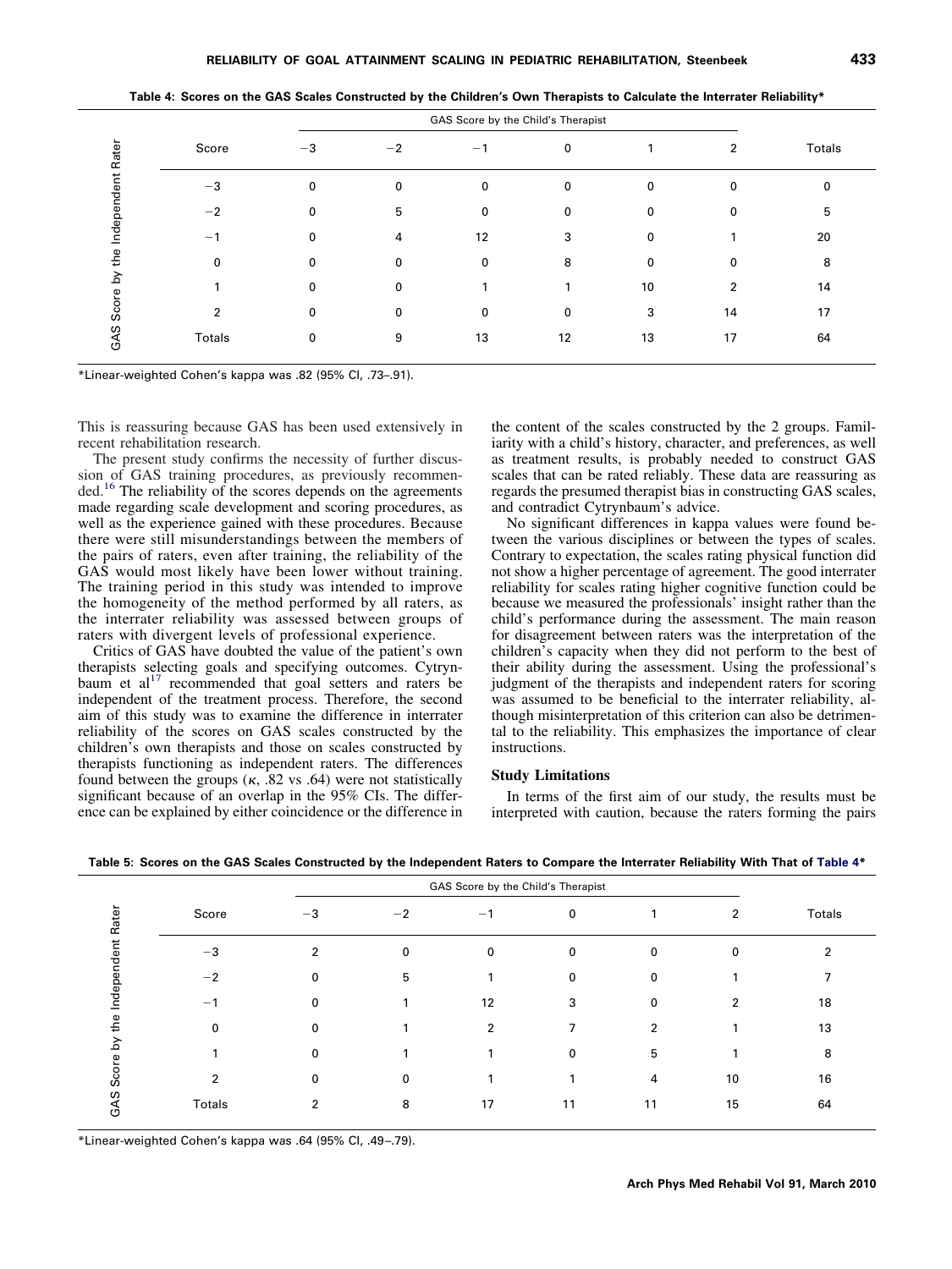**Table 4: Scores on the GAS Scales Constructed by the Children's Own Therapists to Calculate the Interrater Reliability***

| GAS Score by the Independent Rater | GAS Score by the Child's Therapist | | | | | | |
|---|---|---|---|---|---|---|---|
| Score | −3 | −2 | −1 | 0 | 1 | 2 | Totals |
| −3 | 0 | 0 | 0 | 0 | 0 | 0 | 0 |
| −2 | 0 | 5 | 0 | 0 | 0 | 0 | 5 |
| −1 | 0 | 4 | 12 | 3 | 0 | 1 | 20 |
| 0 | 0 | 0 | 0 | 8 | 0 | 0 | 8 |
| 1 | 0 | 0 | 1 | 1 | 10 | 2 | 14 |
| 2 | 0 | 0 | 0 | 0 | 3 | 14 | 17 |
| Totals | 0 | 9 | 13 | 12 | 13 | 17 | 64 |

*Linear-weighted Cohen's kappa was .82 (95% CI, .73–.91).

This is reassuring because GAS has been used extensively in recent rehabilitation research.

The present study confirms the necessity of further discussion of GAS training procedures, as previously recommended.[16] The reliability of the scores depends on the agreements made regarding scale development and scoring procedures, as well as the experience gained with these procedures. Because there were still misunderstandings between the members of the pairs of raters, even after training, the reliability of the GAS would most likely have been lower without training. The training period in this study was intended to improve the homogeneity of the method performed by all raters, as the interrater reliability was assessed between groups of raters with divergent levels of professional experience.

Critics of GAS have doubted the value of the patient's own therapists selecting goals and specifying outcomes. Cytrynbaum et al[17] recommended that goal setters and raters be independent of the treatment process. Therefore, the second aim of this study was to examine the difference in interrater reliability of the scores on GAS scales constructed by the children's own therapists and those on scales constructed by therapists functioning as independent raters. The differences found between the groups ($\kappa$, .82 vs .64) were not statistically significant because of an overlap in the 95% CIs. The difference can be explained by either coincidence or the difference in the content of the scales constructed by the 2 groups. Familiarity with a child's history, character, and preferences, as well as treatment results, is probably needed to construct GAS scales that can be rated reliably. These data are reassuring as regards the presumed therapist bias in constructing GAS scales, and contradict Cytrynbaum's advice.

No significant differences in kappa values were found between the various disciplines or between the types of scales. Contrary to expectation, the scales rating physical function did not show a higher percentage of agreement. The good interrater reliability for scales rating higher cognitive function could be because we measured the professionals' insight rather than the child's performance during the assessment. The main reason for disagreement between raters was the interpretation of the children's capacity when they did not perform to the best of their ability during the assessment. Using the professional's judgment of the therapists and independent raters for scoring was assumed to be beneficial to the interrater reliability, although misinterpretation of this criterion can also be detrimental to the reliability. This emphasizes the importance of clear instructions.

### Study Limitations

In terms of the first aim of our study, the results must be interpreted with caution, because the raters forming the pairs

**Table 5: Scores on the GAS Scales Constructed by the Independent Raters to Compare the Interrater Reliability With That of Table 4***

| GAS Score by the Independent Rater | GAS Score by the Child's Therapist | | | | | | |
|---|---|---|---|---|---|---|---|
| Score | −3 | −2 | −1 | 0 | 1 | 2 | Totals |
| −3 | 2 | 0 | 0 | 0 | 0 | 0 | 2 |
| −2 | 0 | 5 | 1 | 0 | 0 | 1 | 7 |
| −1 | 0 | 1 | 12 | 3 | 0 | 2 | 18 |
| 0 | 0 | 1 | 2 | 7 | 2 | 1 | 13 |
| 1 | 0 | 1 | 1 | 0 | 5 | 1 | 8 |
| 2 | 0 | 0 | 1 | 1 | 4 | 10 | 16 |
| Totals | 2 | 8 | 17 | 11 | 11 | 15 | 64 |

*Linear-weighted Cohen's kappa was .64 (95% CI, .49–.79).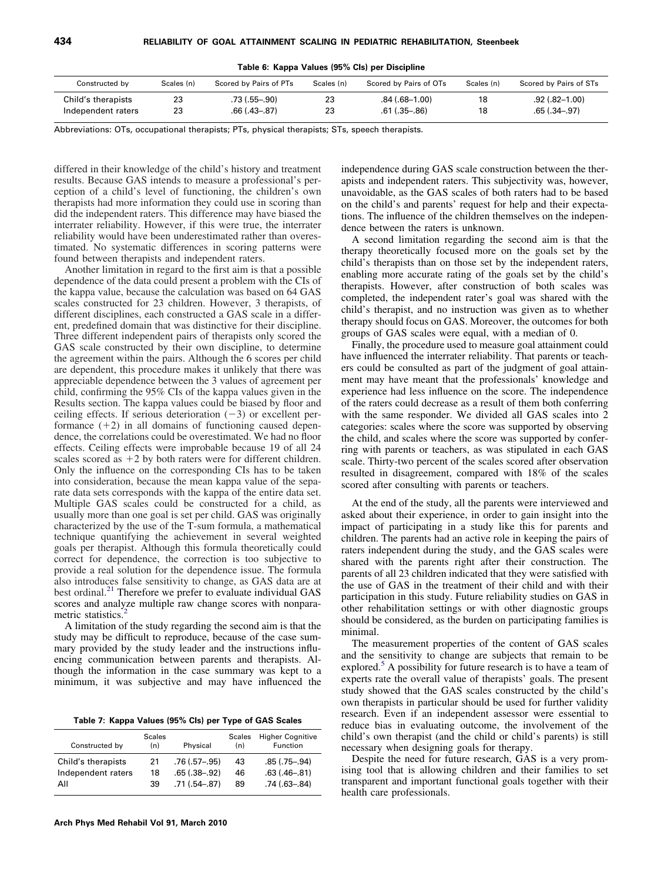**Table 6: Kappa Values (95% CIs) per Discipline**

| Constructed by | Scales (n) | Scored by Pairs of PTs | Scales (n) | Scored by Pairs of OTs | Scales (n) | Scored by Pairs of STs |
|---|---|---|---|---|---|---|
| Child's therapists | 23 | .73 (.55–.90) | 23 | .84 (.68–1.00) | 18 | .92 (.82–1.00) |
| Independent raters | 23 | .66 (.43–.87) | 23 | .61 (.35–.86) | 18 | .65 (.34–.97) |

Abbreviations: OTs, occupational therapists; PTs, physical therapists; STs, speech therapists.

differed in their knowledge of the child's history and treatment results. Because GAS intends to measure a professional's perception of a child's level of functioning, the children's own therapists had more information they could use in scoring than did the independent raters. This difference may have biased the interrater reliability. However, if this were true, the interrater reliability would have been underestimated rather than overestimated. No systematic differences in scoring patterns were found between therapists and independent raters.

Another limitation in regard to the first aim is that a possible dependence of the data could present a problem with the CIs of the kappa value, because the calculation was based on 64 GAS scales constructed for 23 children. However, 3 therapists, of different disciplines, each constructed a GAS scale in a different, predefined domain that was distinctive for their discipline. Three different independent pairs of therapists only scored the GAS scale constructed by their own discipline, to determine the agreement within the pairs. Although the 6 scores per child are dependent, this procedure makes it unlikely that there was appreciable dependence between the 3 values of agreement per child, confirming the 95% CIs of the kappa values given in the Results section. The kappa values could be biased by floor and ceiling effects. If serious deterioration (−3) or excellent performance (+2) in all domains of functioning caused dependence, the correlations could be overestimated. We had no floor effects. Ceiling effects were improbable because 19 of all 24 scales scored as +2 by both raters were for different children. Only the influence on the corresponding CIs has to be taken into consideration, because the mean kappa value of the separate data sets corresponds with the kappa of the entire data set. Multiple GAS scales could be constructed for a child, as usually more than one goal is set per child. GAS was originally characterized by the use of the T-sum formula, a mathematical technique quantifying the achievement in several weighted goals per therapist. Although this formula theoretically could correct for dependence, the correction is too subjective to provide a real solution for the dependence issue. The formula also introduces false sensitivity to change, as GAS data are at best ordinal.[21] Therefore we prefer to evaluate individual GAS scores and analyze multiple raw change scores with nonparametric statistics.[2]

A limitation of the study regarding the second aim is that the study may be difficult to reproduce, because of the case summary provided by the study leader and the instructions influencing communication between parents and therapists. Although the information in the case summary was kept to a minimum, it was subjective and may have influenced the independence during GAS scale construction between the therapists and independent raters. This subjectivity was, however, unavoidable, as the GAS scales of both raters had to be based on the child's and parents' request for help and their expectations. The influence of the children themselves on the independence between the raters is unknown.

**Table 7: Kappa Values (95% CIs) per Type of GAS Scales**

| Constructed by | Scales (n) | Physical | Scales (n) | Higher Cognitive Function |
|---|---|---|---|---|
| Child's therapists | 21 | .76 (.57–.95) | 43 | .85 (.75–.94) |
| Independent raters | 18 | .65 (.38–.92) | 46 | .63 (.46–.81) |
| All | 39 | .71 (.54–.87) | 89 | .74 (.63–.84) |

A second limitation regarding the second aim is that the therapy theoretically focused more on the goals set by the child's therapists than on those set by the independent raters, enabling more accurate rating of the goals set by the child's therapists. However, after construction of both scales was completed, the independent rater's goal was shared with the child's therapist, and no instruction was given as to whether therapy should focus on GAS. Moreover, the outcomes for both groups of GAS scales were equal, with a median of 0.

Finally, the procedure used to measure goal attainment could have influenced the interrater reliability. That parents or teachers could be consulted as part of the judgment of goal attainment may have meant that the professionals' knowledge and experience had less influence on the score. The independence of the raters could decrease as a result of them both conferring with the same responder. We divided all GAS scales into 2 categories: scales where the score was supported by observing the child, and scales where the score was supported by conferring with parents or teachers, as was stipulated in each GAS scale. Thirty-two percent of the scales scored after observation resulted in disagreement, compared with 18% of the scales scored after consulting with parents or teachers.

At the end of the study, all the parents were interviewed and asked about their experience, in order to gain insight into the impact of participating in a study like this for parents and children. The parents had an active role in keeping the pairs of raters independent during the study, and the GAS scales were shared with the parents right after their construction. The parents of all 23 children indicated that they were satisfied with the use of GAS in the treatment of their child and with their participation in this study. Future reliability studies on GAS in other rehabilitation settings or with other diagnostic groups should be considered, as the burden on participating families is minimal.

The measurement properties of the content of GAS scales and the sensitivity to change are subjects that remain to be explored.[5] A possibility for future research is to have a team of experts rate the overall value of therapists' goals. The present study showed that the GAS scales constructed by the child's own therapists in particular should be used for further validity research. Even if an independent assessor were essential to reduce bias in evaluating outcome, the involvement of the child's own therapist (and the child or child's parents) is still necessary when designing goals for therapy.

Despite the need for future research, GAS is a very promising tool that is allowing children and their families to set transparent and important functional goals together with their health care professionals.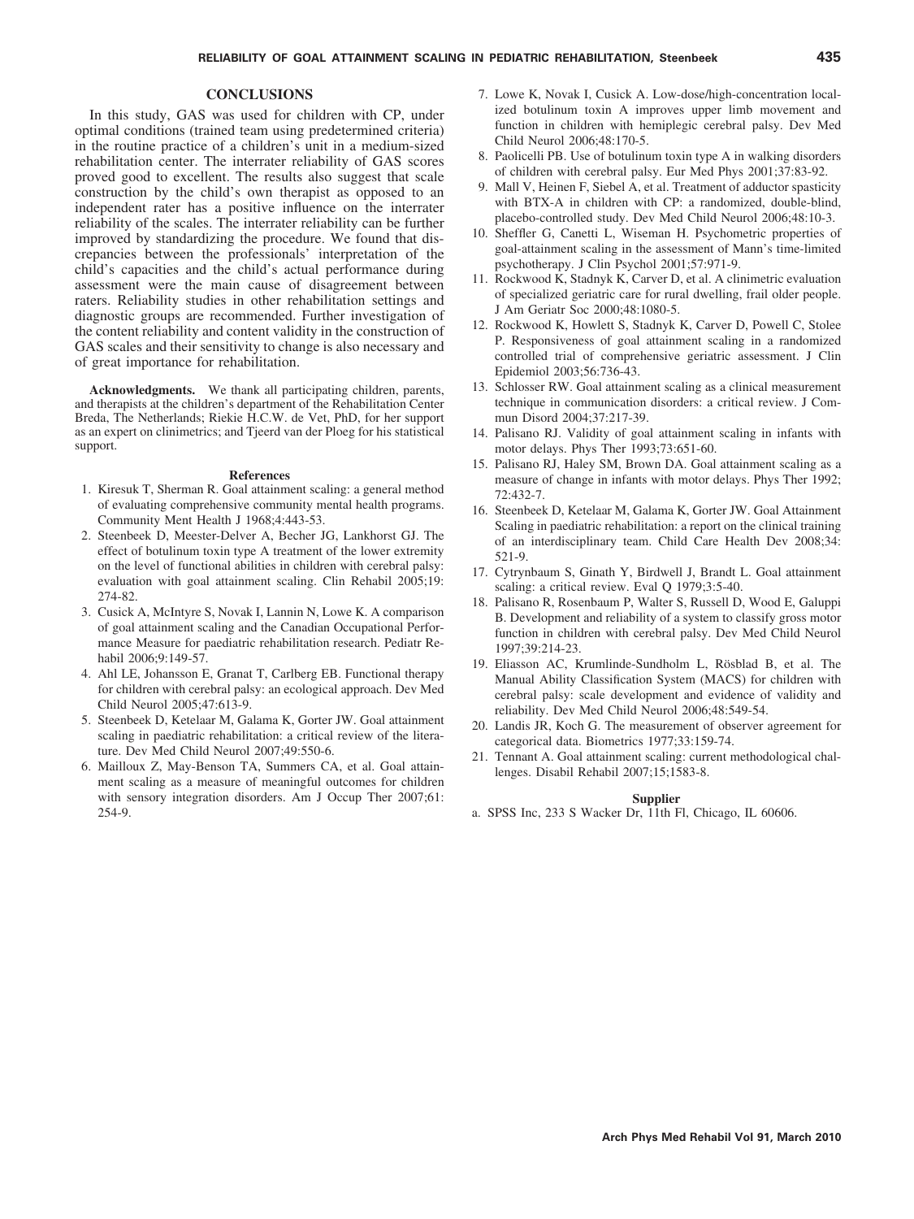## CONCLUSIONS

In this study, GAS was used for children with CP, under optimal conditions (trained team using predetermined criteria) in the routine practice of a children's unit in a medium-sized rehabilitation center. The interrater reliability of GAS scores proved good to excellent. The results also suggest that scale construction by the child's own therapist as opposed to an independent rater has a positive influence on the interrater reliability of the scales. The interrater reliability can be further improved by standardizing the procedure. We found that discrepancies between the professionals' interpretation of the child's capacities and the child's actual performance during assessment were the main cause of disagreement between raters. Reliability studies in other rehabilitation settings and diagnostic groups are recommended. Further investigation of the content reliability and content validity in the construction of GAS scales and their sensitivity to change is also necessary and of great importance for rehabilitation.

**Acknowledgments.** We thank all participating children, parents, and therapists at the children's department of the Rehabilitation Center Breda, The Netherlands; Riekie H.C.W. de Vet, PhD, for her support as an expert on clinimetrics; and Tjeerd van der Ploeg for his statistical support.

### References

1. Kiresuk T, Sherman R. Goal attainment scaling: a general method of evaluating comprehensive community mental health programs. Community Ment Health J 1968;4:443-53.
2. Steenbeek D, Meester-Delver A, Becher JG, Lankhorst GJ. The effect of botulinum toxin type A treatment of the lower extremity on the level of functional abilities in children with cerebral palsy: evaluation with goal attainment scaling. Clin Rehabil 2005;19:274-82.
3. Cusick A, McIntyre S, Novak I, Lannin N, Lowe K. A comparison of goal attainment scaling and the Canadian Occupational Performance Measure for paediatric rehabilitation research. Pediatr Rehabil 2006;9:149-57.
4. Ahl LE, Johansson E, Granat T, Carlberg EB. Functional therapy for children with cerebral palsy: an ecological approach. Dev Med Child Neurol 2005;47:613-9.
5. Steenbeek D, Ketelaar M, Galama K, Gorter JW. Goal attainment scaling in paediatric rehabilitation: a critical review of the literature. Dev Med Child Neurol 2007;49:550-6.
6. Mailloux Z, May-Benson TA, Summers CA, et al. Goal attainment scaling as a measure of meaningful outcomes for children with sensory integration disorders. Am J Occup Ther 2007;61:254-9.
7. Lowe K, Novak I, Cusick A. Low-dose/high-concentration localized botulinum toxin A improves upper limb movement and function in children with hemiplegic cerebral palsy. Dev Med Child Neurol 2006;48:170-5.
8. Paolicelli PB. Use of botulinum toxin type A in walking disorders of children with cerebral palsy. Eur Med Phys 2001;37:83-92.
9. Mall V, Heinen F, Siebel A, et al. Treatment of adductor spasticity with BTX-A in children with CP: a randomized, double-blind, placebo-controlled study. Dev Med Child Neurol 2006;48:10-3.
10. Sheffler G, Canetti L, Wiseman H. Psychometric properties of goal-attainment scaling in the assessment of Mann's time-limited psychotherapy. J Clin Psychol 2001;57:971-9.
11. Rockwood K, Stadnyk K, Carver D, et al. A clinimetric evaluation of specialized geriatric care for rural dwelling, frail older people. J Am Geriatr Soc 2000;48:1080-5.
12. Rockwood K, Howlett S, Stadnyk K, Carver D, Powell C, Stolee P. Responsiveness of goal attainment scaling in a randomized controlled trial of comprehensive geriatric assessment. J Clin Epidemiol 2003;56:736-43.
13. Schlosser RW. Goal attainment scaling as a clinical measurement technique in communication disorders: a critical review. J Commun Disord 2004;37:217-39.
14. Palisano RJ. Validity of goal attainment scaling in infants with motor delays. Phys Ther 1993;73:651-60.
15. Palisano RJ, Haley SM, Brown DA. Goal attainment scaling as a measure of change in infants with motor delays. Phys Ther 1992;72:432-7.
16. Steenbeek D, Ketelaar M, Galama K, Gorter JW. Goal Attainment Scaling in paediatric rehabilitation: a report on the clinical training of an interdisciplinary team. Child Care Health Dev 2008;34:521-9.
17. Cytrynbaum S, Ginath Y, Birdwell J, Brandt L. Goal attainment scaling: a critical review. Eval Q 1979;3:5-40.
18. Palisano R, Rosenbaum P, Walter S, Russell D, Wood E, Galuppi B. Development and reliability of a system to classify gross motor function in children with cerebral palsy. Dev Med Child Neurol 1997;39:214-23.
19. Eliasson AC, Krumlinde-Sundholm L, Rösblad B, et al. The Manual Ability Classification System (MACS) for children with cerebral palsy: scale development and evidence of validity and reliability. Dev Med Child Neurol 2006;48:549-54.
20. Landis JR, Koch G. The measurement of observer agreement for categorical data. Biometrics 1977;33:159-74.
21. Tennant A. Goal attainment scaling: current methodological challenges. Disabil Rehabil 2007;15;1583-8.

### Supplier

a. SPSS Inc, 233 S Wacker Dr, 11th Fl, Chicago, IL 60606.